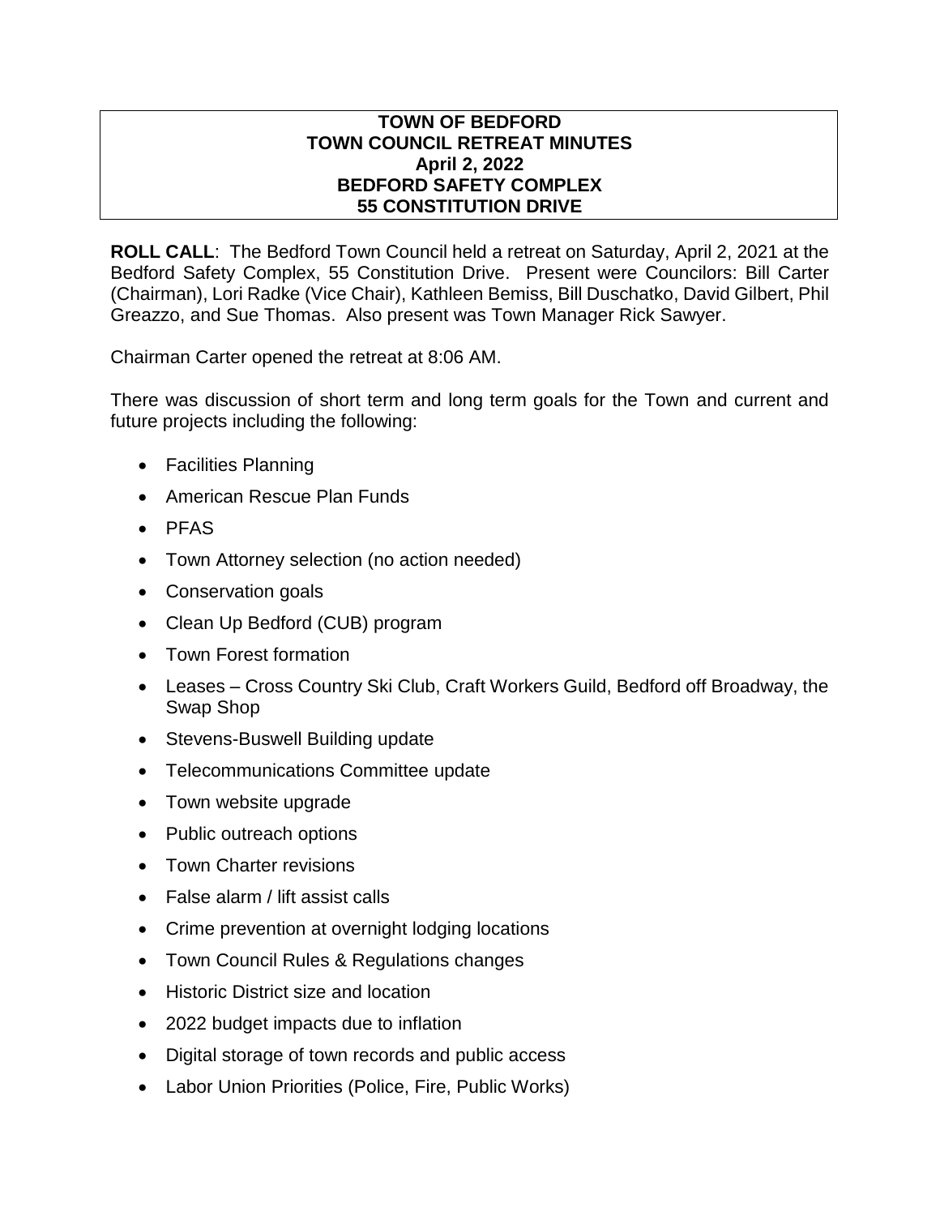**TOWN OF BEDFORD**
**TOWN COUNCIL RETREAT MINUTES**
**April 2, 2022**
**BEDFORD SAFETY COMPLEX**
**55 CONSTITUTION DRIVE**

**ROLL CALL**: The Bedford Town Council held a retreat on Saturday, April 2, 2021 at the Bedford Safety Complex, 55 Constitution Drive. Present were Councilors: Bill Carter (Chairman), Lori Radke (Vice Chair), Kathleen Bemiss, Bill Duschatko, David Gilbert, Phil Greazzo, and Sue Thomas. Also present was Town Manager Rick Sawyer.

Chairman Carter opened the retreat at 8:06 AM.

There was discussion of short term and long term goals for the Town and current and future projects including the following:

- Facilities Planning
- American Rescue Plan Funds
- PFAS
- Town Attorney selection (no action needed)
- Conservation goals
- Clean Up Bedford (CUB) program
- Town Forest formation
- Leases – Cross Country Ski Club, Craft Workers Guild, Bedford off Broadway, the Swap Shop
- Stevens-Buswell Building update
- Telecommunications Committee update
- Town website upgrade
- Public outreach options
- Town Charter revisions
- False alarm / lift assist calls
- Crime prevention at overnight lodging locations
- Town Council Rules & Regulations changes
- Historic District size and location
- 2022 budget impacts due to inflation
- Digital storage of town records and public access
- Labor Union Priorities (Police, Fire, Public Works)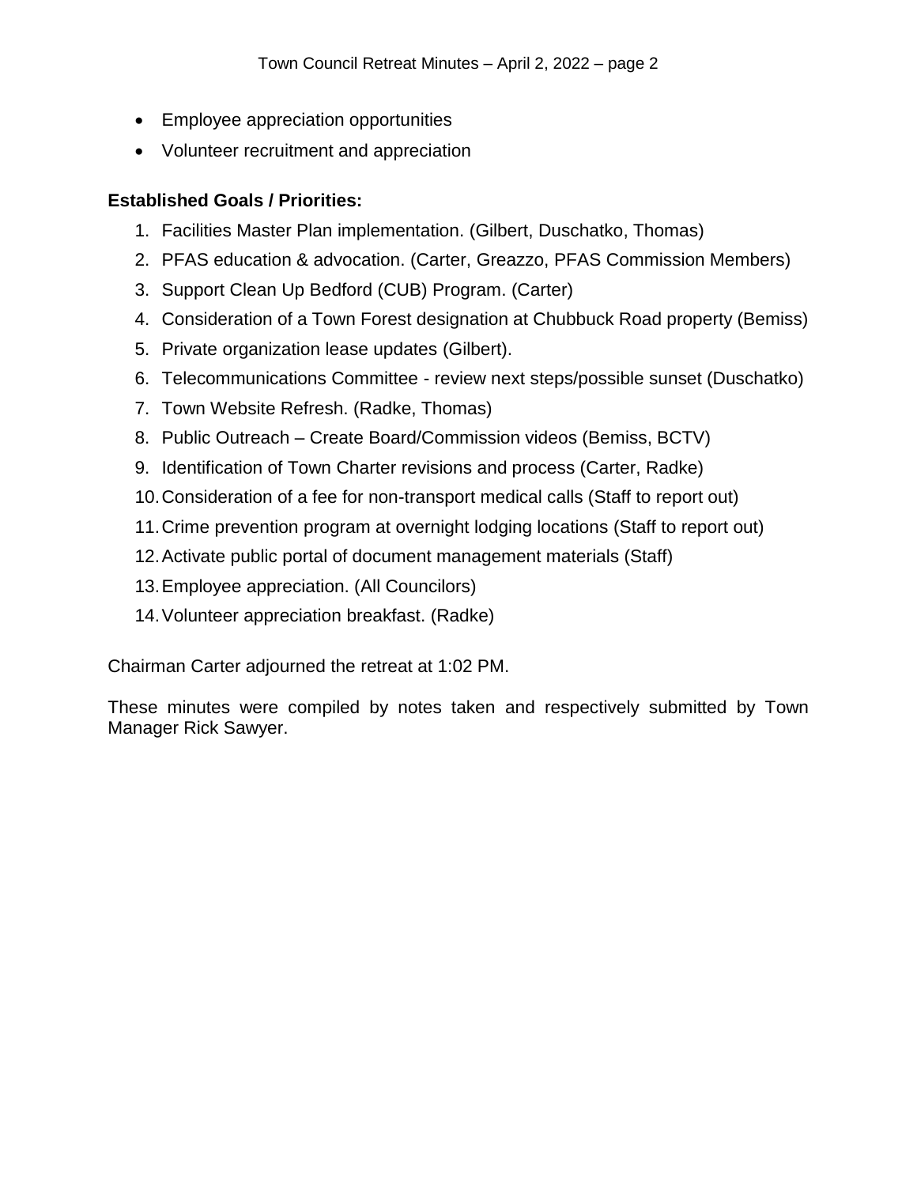- Employee appreciation opportunities
- Volunteer recruitment and appreciation

**Established Goals / Priorities:**

1. Facilities Master Plan implementation. (Gilbert, Duschatko, Thomas)
2. PFAS education & advocation. (Carter, Greazzo, PFAS Commission Members)
3. Support Clean Up Bedford (CUB) Program. (Carter)
4. Consideration of a Town Forest designation at Chubbuck Road property (Bemiss)
5. Private organization lease updates (Gilbert).
6. Telecommunications Committee - review next steps/possible sunset (Duschatko)
7. Town Website Refresh. (Radke, Thomas)
8. Public Outreach – Create Board/Commission videos (Bemiss, BCTV)
9. Identification of Town Charter revisions and process (Carter, Radke)
10. Consideration of a fee for non-transport medical calls (Staff to report out)
11. Crime prevention program at overnight lodging locations (Staff to report out)
12. Activate public portal of document management materials (Staff)
13. Employee appreciation. (All Councilors)
14. Volunteer appreciation breakfast. (Radke)

Chairman Carter adjourned the retreat at 1:02 PM.

These minutes were compiled by notes taken and respectively submitted by Town Manager Rick Sawyer.